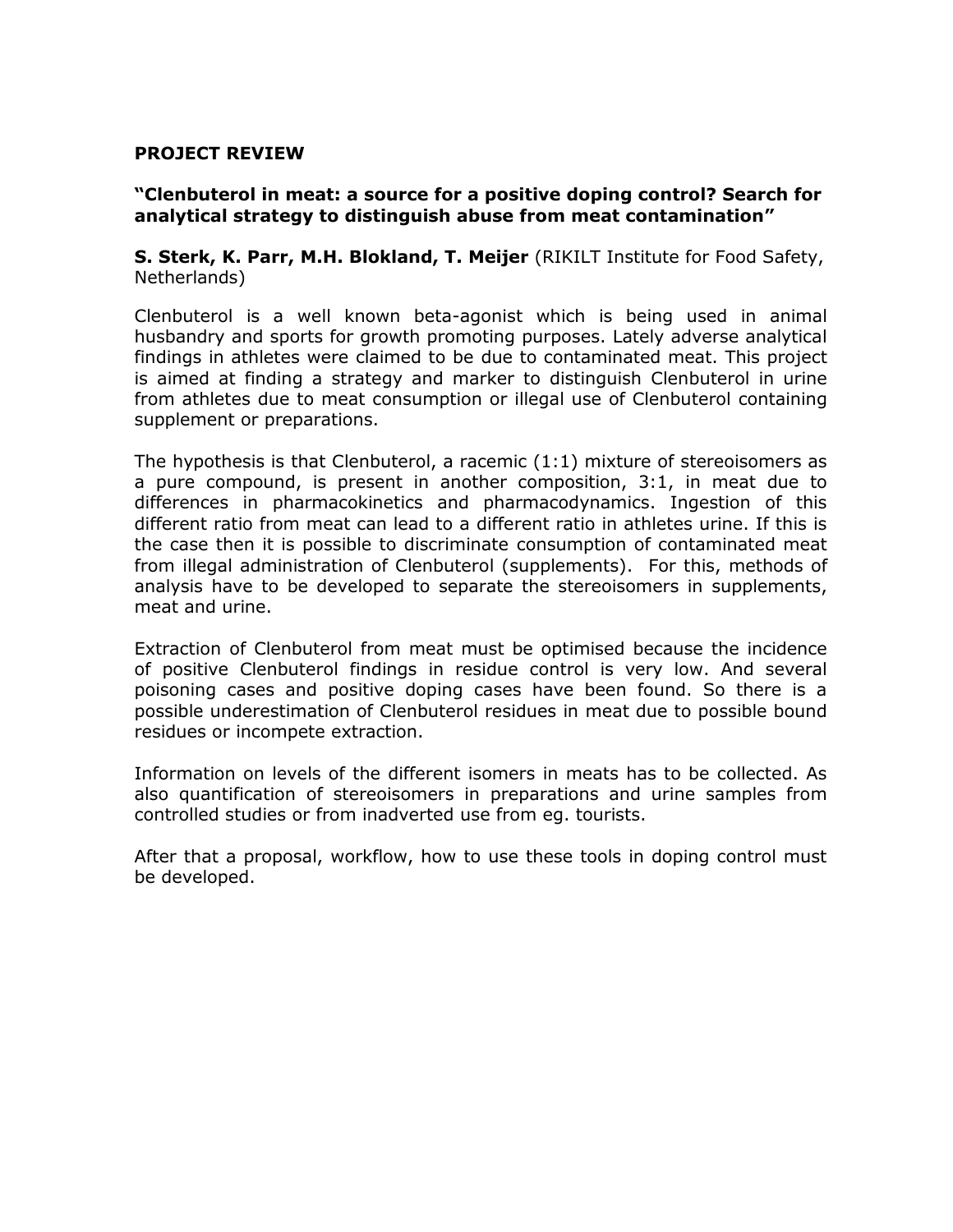**PROJECT REVIEW**

**"Clenbuterol in meat: a source for a positive doping control? Search for analytical strategy to distinguish abuse from meat contamination"**

**S. Sterk, K. Parr, M.H. Blokland, T. Meijer** (RIKILT Institute for Food Safety, Netherlands)

Clenbuterol is a well known beta-agonist which is being used in animal husbandry and sports for growth promoting purposes. Lately adverse analytical findings in athletes were claimed to be due to contaminated meat. This project is aimed at finding a strategy and marker to distinguish Clenbuterol in urine from athletes due to meat consumption or illegal use of Clenbuterol containing supplement or preparations.

The hypothesis is that Clenbuterol, a racemic (1:1) mixture of stereoisomers as a pure compound, is present in another composition, 3:1, in meat due to differences in pharmacokinetics and pharmacodynamics. Ingestion of this different ratio from meat can lead to a different ratio in athletes urine. If this is the case then it is possible to discriminate consumption of contaminated meat from illegal administration of Clenbuterol (supplements). For this, methods of analysis have to be developed to separate the stereoisomers in supplements, meat and urine.

Extraction of Clenbuterol from meat must be optimised because the incidence of positive Clenbuterol findings in residue control is very low. And several poisoning cases and positive doping cases have been found. So there is a possible underestimation of Clenbuterol residues in meat due to possible bound residues or incompete extraction.

Information on levels of the different isomers in meats has to be collected. As also quantification of stereoisomers in preparations and urine samples from controlled studies or from inadverted use from eg. tourists.

After that a proposal, workflow, how to use these tools in doping control must be developed.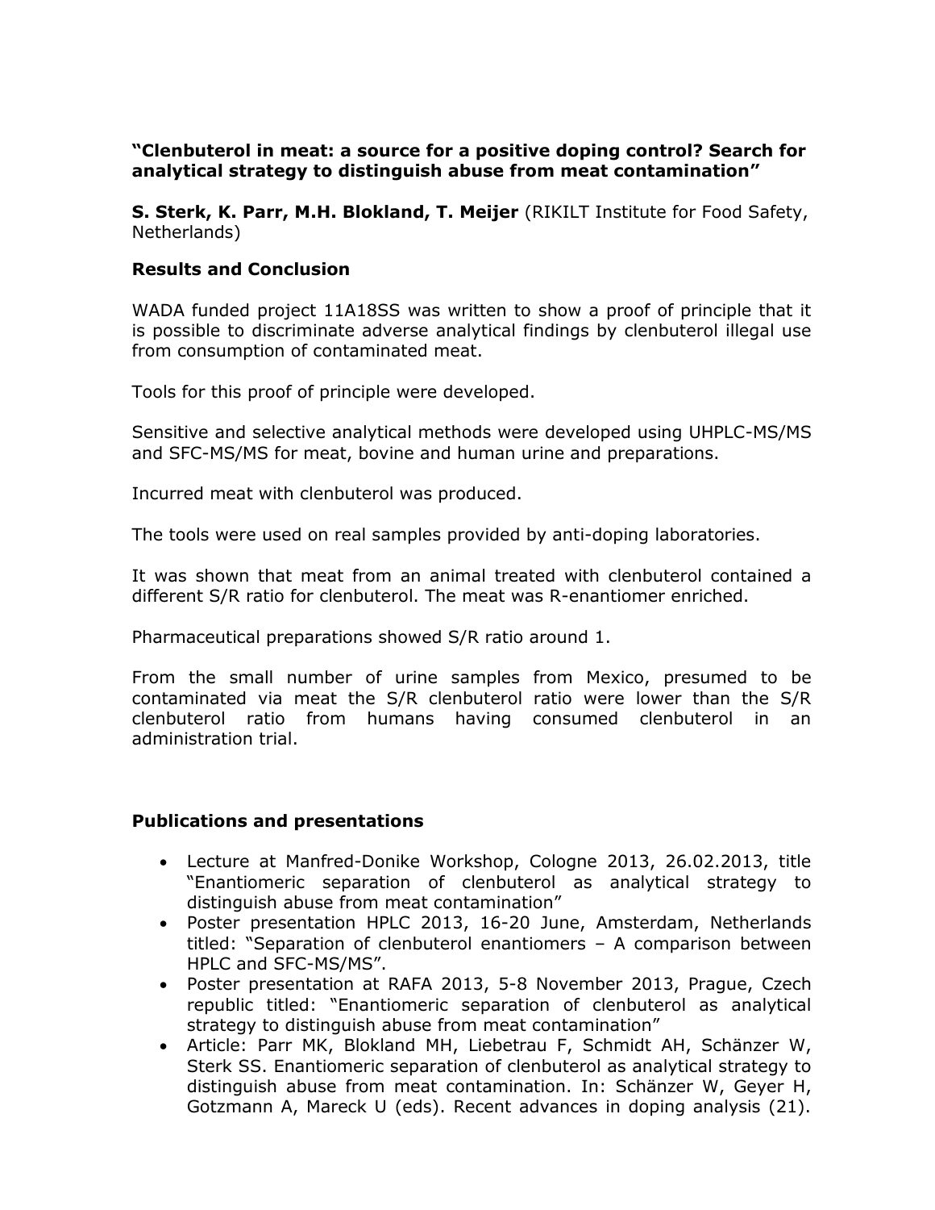**"Clenbuterol in meat: a source for a positive doping control? Search for analytical strategy to distinguish abuse from meat contamination"**

**S. Sterk, K. Parr, M.H. Blokland, T. Meijer** (RIKILT Institute for Food Safety, Netherlands)

## Results and Conclusion

WADA funded project 11A18SS was written to show a proof of principle that it is possible to discriminate adverse analytical findings by clenbuterol illegal use from consumption of contaminated meat.

Tools for this proof of principle were developed.

Sensitive and selective analytical methods were developed using UHPLC-MS/MS and SFC-MS/MS for meat, bovine and human urine and preparations.

Incurred meat with clenbuterol was produced.

The tools were used on real samples provided by anti-doping laboratories.

It was shown that meat from an animal treated with clenbuterol contained a different S/R ratio for clenbuterol. The meat was R-enantiomer enriched.

Pharmaceutical preparations showed S/R ratio around 1.

From the small number of urine samples from Mexico, presumed to be contaminated via meat the S/R clenbuterol ratio were lower than the S/R clenbuterol ratio from humans having consumed clenbuterol in an administration trial.

## Publications and presentations

- Lecture at Manfred-Donike Workshop, Cologne 2013, 26.02.2013, title "Enantiomeric separation of clenbuterol as analytical strategy to distinguish abuse from meat contamination"
- Poster presentation HPLC 2013, 16-20 June, Amsterdam, Netherlands titled: "Separation of clenbuterol enantiomers – A comparison between HPLC and SFC-MS/MS".
- Poster presentation at RAFA 2013, 5-8 November 2013, Prague, Czech republic titled: "Enantiomeric separation of clenbuterol as analytical strategy to distinguish abuse from meat contamination"
- Article: Parr MK, Blokland MH, Liebetrau F, Schmidt AH, Schänzer W, Sterk SS. Enantiomeric separation of clenbuterol as analytical strategy to distinguish abuse from meat contamination. In: Schänzer W, Geyer H, Gotzmann A, Mareck U (eds). Recent advances in doping analysis (21).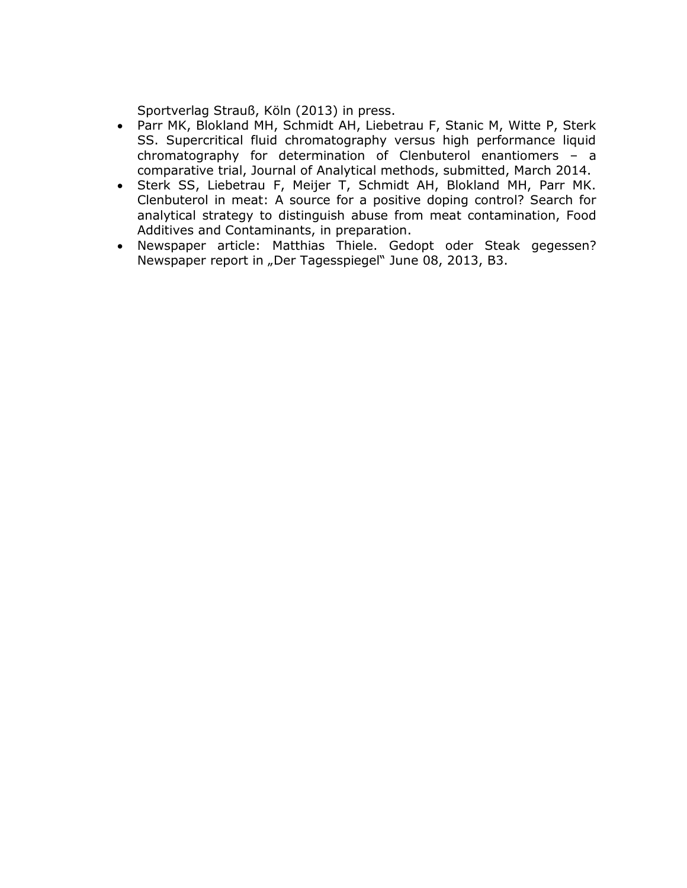Sportverlag Strauß, Köln (2013) in press.

- Parr MK, Blokland MH, Schmidt AH, Liebetrau F, Stanic M, Witte P, Sterk SS. Supercritical fluid chromatography versus high performance liquid chromatography for determination of Clenbuterol enantiomers – a comparative trial, Journal of Analytical methods, submitted, March 2014.
- Sterk SS, Liebetrau F, Meijer T, Schmidt AH, Blokland MH, Parr MK. Clenbuterol in meat: A source for a positive doping control? Search for analytical strategy to distinguish abuse from meat contamination, Food Additives and Contaminants, in preparation.
- Newspaper article: Matthias Thiele. Gedopt oder Steak gegessen? Newspaper report in „Der Tagesspiegel" June 08, 2013, B3.